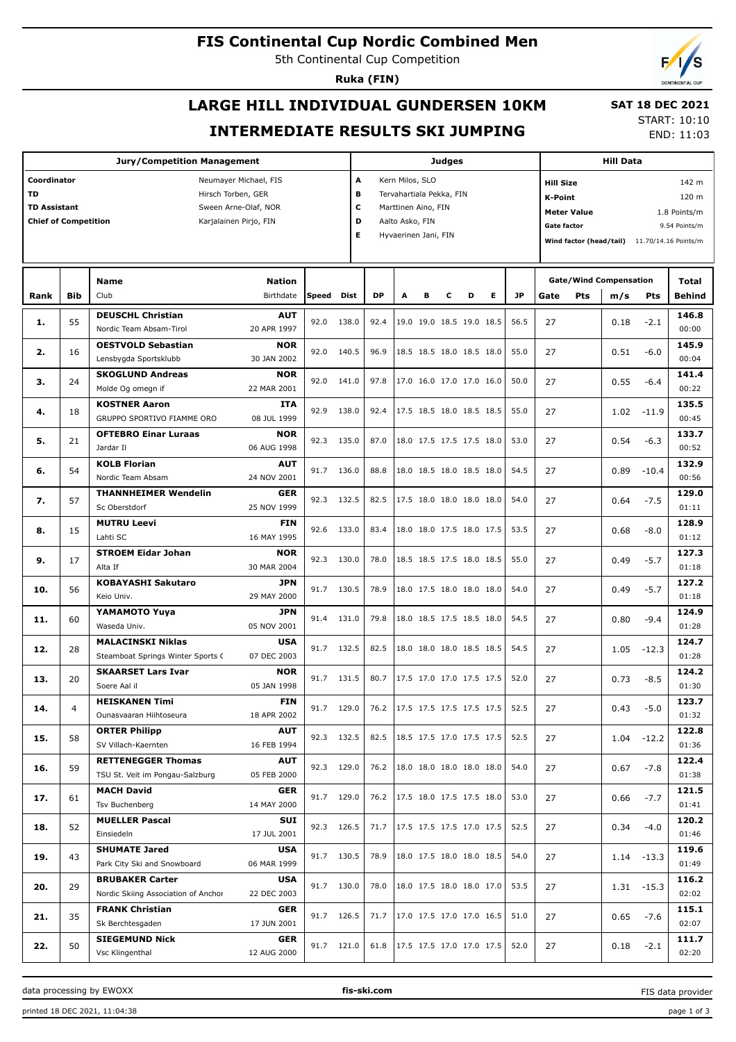# FIS Continental Cup Nordic Combined Men

5th Continental Cup Competition

**Ruka (FIN)**

## LARGE HILL INDIVIDUAL GUNDERSEN 10KM

## INTERMEDIATE RESULTS SKI JUMPING

**SAT 18 DEC 2021**

START: 10:10
END: 11:03

| Jury/Competition Management | | Judges | | Hill Data | |
|---|---|---|---|---|---|
| Coordinator | Neumayer Michael, FIS | A | Kern Milos, SLO | Hill Size | 142 m |
| TD | Hirsch Torben, GER | B | Tervahartiala Pekka, FIN | K-Point | 120 m |
| TD Assistant | Sween Arne-Olaf, NOR | C | Marttinen Aino, FIN | Meter Value | 1.8 Points/m |
| Chief of Competition | Karjalainen Pirjo, FIN | D | Aalto Asko, FIN | Gate factor | 9.54 Points/m |
| | | E | Hyvaerinen Jani, FIN | Wind factor (head/tail) | 11.70/14.16 Points/m |

| Rank | Bib | Name / Club | Nation / Birthdate | Speed | Dist | DP | A | B | C | D | E | JP | Gate | Gate Pts | Wind m/s | Wind Pts | Total / Behind |
|---|---|---|---|---|---|---|---|---|---|---|---|---|---|---|---|---|---|
| 1. | 55 | **DEUSCHL Christian** Nordic Team Absam-Tirol | **AUT** 20 APR 1997 | 92.0 | 138.0 | 92.4 | 19.0 | 19.0 | 18.5 | 19.0 | 18.5 | 56.5 | 27 | | 0.18 | -2.1 | **146.8** 00:00 |
| 2. | 16 | **OESTVOLD Sebastian** Lensbygda Sportsklubb | **NOR** 30 JAN 2002 | 92.0 | 140.5 | 96.9 | 18.5 | 18.5 | 18.0 | 18.5 | 18.0 | 55.0 | 27 | | 0.51 | -6.0 | **145.9** 00:04 |
| 3. | 24 | **SKOGLUND Andreas** Molde Og omegn if | **NOR** 22 MAR 2001 | 92.0 | 141.0 | 97.8 | 17.0 | 16.0 | 17.0 | 17.0 | 16.0 | 50.0 | 27 | | 0.55 | -6.4 | **141.4** 00:22 |
| 4. | 18 | **KOSTNER Aaron** GRUPPO SPORTIVO FIAMME ORO | **ITA** 08 JUL 1999 | 92.9 | 138.0 | 92.4 | 17.5 | 18.5 | 18.0 | 18.5 | 18.5 | 55.0 | 27 | | 1.02 | -11.9 | **135.5** 00:45 |
| 5. | 21 | **OFTEBRO Einar Luraas** Jardar Il | **NOR** 06 AUG 1998 | 92.3 | 135.0 | 87.0 | 18.0 | 17.5 | 17.5 | 17.5 | 18.0 | 53.0 | 27 | | 0.54 | -6.3 | **133.7** 00:52 |
| 6. | 54 | **KOLB Florian** Nordic Team Absam | **AUT** 24 NOV 2001 | 91.7 | 136.0 | 88.8 | 18.0 | 18.5 | 18.0 | 18.5 | 18.0 | 54.5 | 27 | | 0.89 | -10.4 | **132.9** 00:56 |
| 7. | 57 | **THANNHEIMER Wendelin** Sc Oberstdorf | **GER** 25 NOV 1999 | 92.3 | 132.5 | 82.5 | 17.5 | 18.0 | 18.0 | 18.0 | 18.0 | 54.0 | 27 | | 0.64 | -7.5 | **129.0** 01:11 |
| 8. | 15 | **MUTRU Leevi** Lahti SC | **FIN** 16 MAY 1995 | 92.6 | 133.0 | 83.4 | 18.0 | 18.0 | 17.5 | 18.0 | 17.5 | 53.5 | 27 | | 0.68 | -8.0 | **128.9** 01:12 |
| 9. | 17 | **STROEM Eidar Johan** Alta If | **NOR** 30 MAR 2004 | 92.3 | 130.0 | 78.0 | 18.5 | 18.5 | 17.5 | 18.0 | 18.5 | 55.0 | 27 | | 0.49 | -5.7 | **127.3** 01:18 |
| 10. | 56 | **KOBAYASHI Sakutaro** Keio Univ. | **JPN** 29 MAY 2000 | 91.7 | 130.5 | 78.9 | 18.0 | 17.5 | 18.0 | 18.0 | 18.0 | 54.0 | 27 | | 0.49 | -5.7 | **127.2** 01:18 |
| 11. | 60 | **YAMAMOTO Yuya** Waseda Univ. | **JPN** 05 NOV 2001 | 91.4 | 131.0 | 79.8 | 18.0 | 18.5 | 17.5 | 18.5 | 18.0 | 54.5 | 27 | | 0.80 | -9.4 | **124.9** 01:28 |
| 12. | 28 | **MALACINSKI Niklas** Steamboat Springs Winter Sports ( | **USA** 07 DEC 2003 | 91.7 | 132.5 | 82.5 | 18.0 | 18.0 | 18.0 | 18.5 | 18.5 | 54.5 | 27 | | 1.05 | -12.3 | **124.7** 01:28 |
| 13. | 20 | **SKAARSET Lars Ivar** Soere Aal il | **NOR** 05 JAN 1998 | 91.7 | 131.5 | 80.7 | 17.5 | 17.0 | 17.0 | 17.5 | 17.5 | 52.0 | 27 | | 0.73 | -8.5 | **124.2** 01:30 |
| 14. | 4 | **HEISKANEN Timi** Ounasvaaran Hiihtoseura | **FIN** 18 APR 2002 | 91.7 | 129.0 | 76.2 | 17.5 | 17.5 | 17.5 | 17.5 | 17.5 | 52.5 | 27 | | 0.43 | -5.0 | **123.7** 01:32 |
| 15. | 58 | **ORTER Philipp** SV Villach-Kaernten | **AUT** 16 FEB 1994 | 92.3 | 132.5 | 82.5 | 18.5 | 17.5 | 17.0 | 17.5 | 17.5 | 52.5 | 27 | | 1.04 | -12.2 | **122.8** 01:36 |
| 16. | 59 | **RETTENEGGER Thomas** TSU St. Veit im Pongau-Salzburg | **AUT** 05 FEB 2000 | 92.3 | 129.0 | 76.2 | 18.0 | 18.0 | 18.0 | 18.0 | 18.0 | 54.0 | 27 | | 0.67 | -7.8 | **122.4** 01:38 |
| 17. | 61 | **MACH David** Tsv Buchenberg | **GER** 14 MAY 2000 | 91.7 | 129.0 | 76.2 | 17.5 | 18.0 | 17.5 | 17.5 | 18.0 | 53.0 | 27 | | 0.66 | -7.7 | **121.5** 01:41 |
| 18. | 52 | **MUELLER Pascal** Einsiedeln | **SUI** 17 JUL 2001 | 92.3 | 126.5 | 71.7 | 17.5 | 17.5 | 17.5 | 17.0 | 17.5 | 52.5 | 27 | | 0.34 | -4.0 | **120.2** 01:46 |
| 19. | 43 | **SHUMATE Jared** Park City Ski and Snowboard | **USA** 06 MAR 1999 | 91.7 | 130.5 | 78.9 | 18.0 | 17.5 | 18.0 | 18.0 | 18.5 | 54.0 | 27 | | 1.14 | -13.3 | **119.6** 01:49 |
| 20. | 29 | **BRUBAKER Carter** Nordic Skiing Association of Anchor | **USA** 22 DEC 2003 | 91.7 | 130.0 | 78.0 | 18.0 | 17.5 | 18.0 | 18.0 | 17.0 | 53.5 | 27 | | 1.31 | -15.3 | **116.2** 02:02 |
| 21. | 35 | **FRANK Christian** Sk Berchtesgaden | **GER** 17 JUN 2001 | 91.7 | 126.5 | 71.7 | 17.0 | 17.5 | 17.0 | 17.0 | 16.5 | 51.0 | 27 | | 0.65 | -7.6 | **115.1** 02:07 |
| 22. | 50 | **SIEGEMUND Nick** Vsc Klingenthal | **GER** 12 AUG 2000 | 91.7 | 121.0 | 61.8 | 17.5 | 17.5 | 17.0 | 17.0 | 17.5 | 52.0 | 27 | | 0.18 | -2.1 | **111.7** 02:20 |

data processing by EWOXX | fis-ski.com | FIS data provider

printed 18 DEC 2021, 11:04:38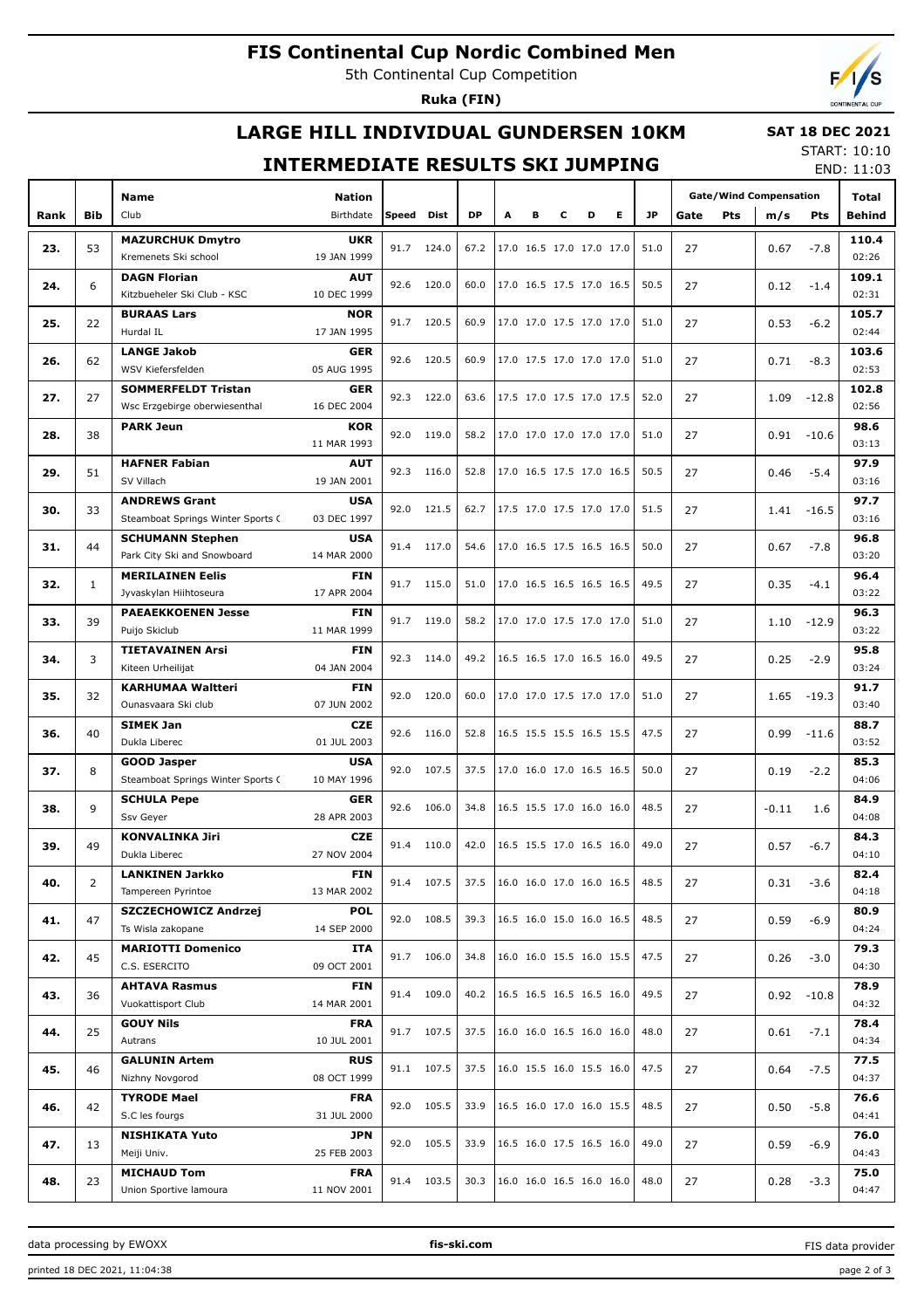# FIS Continental Cup Nordic Combined Men

5th Continental Cup Competition

**Ruka (FIN)**

## LARGE HILL INDIVIDUAL GUNDERSEN 10KM

**SAT 18 DEC 2021**

START: 10:10
END: 11:03

## INTERMEDIATE RESULTS SKI JUMPING

| Rank | Bib | Name / Club | Nation / Birthdate | Speed | Dist | DP | A | B | C | D | E | JP | Gate | Pts | m/s | Pts | Total / Behind |
|---|---|---|---|---|---|---|---|---|---|---|---|---|---|---|---|---|---|
| 23. | 53 | **MAZURCHUK Dmytro** Kremenets Ski school | **UKR** 19 JAN 1999 | 91.7 | 124.0 | 67.2 | 17.0 | 16.5 | 17.0 | 17.0 | 17.0 | 51.0 | 27 | | 0.67 | -7.8 | **110.4** 02:26 |
| 24. | 6 | **DAGN Florian** Kitzbueheler Ski Club - KSC | **AUT** 10 DEC 1999 | 92.6 | 120.0 | 60.0 | 17.0 | 16.5 | 17.5 | 17.0 | 16.5 | 50.5 | 27 | | 0.12 | -1.4 | **109.1** 02:31 |
| 25. | 22 | **BURAAS Lars** Hurdal IL | **NOR** 17 JAN 1995 | 91.7 | 120.5 | 60.9 | 17.0 | 17.0 | 17.5 | 17.0 | 17.0 | 51.0 | 27 | | 0.53 | -6.2 | **105.7** 02:44 |
| 26. | 62 | **LANGE Jakob** WSV Kiefersfelden | **GER** 05 AUG 1995 | 92.6 | 120.5 | 60.9 | 17.0 | 17.5 | 17.0 | 17.0 | 17.0 | 51.0 | 27 | | 0.71 | -8.3 | **103.6** 02:53 |
| 27. | 27 | **SOMMERFELDT Tristan** Wsc Erzgebirge oberwiesenthal | **GER** 16 DEC 2004 | 92.3 | 122.0 | 63.6 | 17.5 | 17.0 | 17.5 | 17.0 | 17.5 | 52.0 | 27 | | 1.09 | -12.8 | **102.8** 02:56 |
| 28. | 38 | **PARK Jeun** | **KOR** 11 MAR 1993 | 92.0 | 119.0 | 58.2 | 17.0 | 17.0 | 17.0 | 17.0 | 17.0 | 51.0 | 27 | | 0.91 | -10.6 | **98.6** 03:13 |
| 29. | 51 | **HAFNER Fabian** SV Villach | **AUT** 19 JAN 2001 | 92.3 | 116.0 | 52.8 | 17.0 | 16.5 | 17.5 | 17.0 | 16.5 | 50.5 | 27 | | 0.46 | -5.4 | **97.9** 03:16 |
| 30. | 33 | **ANDREWS Grant** Steamboat Springs Winter Sports ( | **USA** 03 DEC 1997 | 92.0 | 121.5 | 62.7 | 17.5 | 17.0 | 17.5 | 17.0 | 17.0 | 51.5 | 27 | | 1.41 | -16.5 | **97.7** 03:16 |
| 31. | 44 | **SCHUMANN Stephen** Park City Ski and Snowboard | **USA** 14 MAR 2000 | 91.4 | 117.0 | 54.6 | 17.0 | 16.5 | 17.5 | 16.5 | 16.5 | 50.0 | 27 | | 0.67 | -7.8 | **96.8** 03:20 |
| 32. | 1 | **MERILAINEN Eelis** Jyvaskylan Hiihtoseura | **FIN** 17 APR 2004 | 91.7 | 115.0 | 51.0 | 17.0 | 16.5 | 16.5 | 16.5 | 16.5 | 49.5 | 27 | | 0.35 | -4.1 | **96.4** 03:22 |
| 33. | 39 | **PAEAEKKOENEN Jesse** Puijo Skiclub | **FIN** 11 MAR 1999 | 91.7 | 119.0 | 58.2 | 17.0 | 17.0 | 17.5 | 17.0 | 17.0 | 51.0 | 27 | | 1.10 | -12.9 | **96.3** 03:22 |
| 34. | 3 | **TIETAVAINEN Arsi** Kiteen Urheilijat | **FIN** 04 JAN 2004 | 92.3 | 114.0 | 49.2 | 16.5 | 16.5 | 17.0 | 16.5 | 16.0 | 49.5 | 27 | | 0.25 | -2.9 | **95.8** 03:24 |
| 35. | 32 | **KARHUMAA Waltteri** Ounasvaara Ski club | **FIN** 07 JUN 2002 | 92.0 | 120.0 | 60.0 | 17.0 | 17.0 | 17.5 | 17.0 | 17.0 | 51.0 | 27 | | 1.65 | -19.3 | **91.7** 03:40 |
| 36. | 40 | **SIMEK Jan** Dukla Liberec | **CZE** 01 JUL 2003 | 92.6 | 116.0 | 52.8 | 16.5 | 15.5 | 15.5 | 16.5 | 15.5 | 47.5 | 27 | | 0.99 | -11.6 | **88.7** 03:52 |
| 37. | 8 | **GOOD Jasper** Steamboat Springs Winter Sports ( | **USA** 10 MAY 1996 | 92.0 | 107.5 | 37.5 | 17.0 | 16.0 | 17.0 | 16.5 | 16.5 | 50.0 | 27 | | 0.19 | -2.2 | **85.3** 04:06 |
| 38. | 9 | **SCHULA Pepe** Ssv Geyer | **GER** 28 APR 2003 | 92.6 | 106.0 | 34.8 | 16.5 | 15.5 | 17.0 | 16.0 | 16.0 | 48.5 | 27 | | -0.11 | 1.6 | **84.9** 04:08 |
| 39. | 49 | **KONVALINKA Jiri** Dukla Liberec | **CZE** 27 NOV 2004 | 91.4 | 110.0 | 42.0 | 16.5 | 15.5 | 17.0 | 16.5 | 16.0 | 49.0 | 27 | | 0.57 | -6.7 | **84.3** 04:10 |
| 40. | 2 | **LANKINEN Jarkko** Tampereen Pyrintoe | **FIN** 13 MAR 2002 | 91.4 | 107.5 | 37.5 | 16.0 | 16.0 | 17.0 | 16.0 | 16.5 | 48.5 | 27 | | 0.31 | -3.6 | **82.4** 04:18 |
| 41. | 47 | **SZCZECHOWICZ Andrzej** Ts Wisla zakopane | **POL** 14 SEP 2000 | 92.0 | 108.5 | 39.3 | 16.5 | 16.0 | 15.0 | 16.0 | 16.5 | 48.5 | 27 | | 0.59 | -6.9 | **80.9** 04:24 |
| 42. | 45 | **MARIOTTI Domenico** C.S. ESERCITO | **ITA** 09 OCT 2001 | 91.7 | 106.0 | 34.8 | 16.0 | 16.0 | 15.5 | 16.0 | 15.5 | 47.5 | 27 | | 0.26 | -3.0 | **79.3** 04:30 |
| 43. | 36 | **AHTAVA Rasmus** Vuokattisport Club | **FIN** 14 MAR 2001 | 91.4 | 109.0 | 40.2 | 16.5 | 16.5 | 16.5 | 16.5 | 16.0 | 49.5 | 27 | | 0.92 | -10.8 | **78.9** 04:32 |
| 44. | 25 | **GOUY Nils** Autrans | **FRA** 10 JUL 2001 | 91.7 | 107.5 | 37.5 | 16.0 | 16.0 | 16.5 | 16.0 | 16.0 | 48.0 | 27 | | 0.61 | -7.1 | **78.4** 04:34 |
| 45. | 46 | **GALUNIN Artem** Nizhny Novgorod | **RUS** 08 OCT 1999 | 91.1 | 107.5 | 37.5 | 16.0 | 15.5 | 16.0 | 15.5 | 16.0 | 47.5 | 27 | | 0.64 | -7.5 | **77.5** 04:37 |
| 46. | 42 | **TYRODE Mael** S.C les fourgs | **FRA** 31 JUL 2000 | 92.0 | 105.5 | 33.9 | 16.5 | 16.0 | 17.0 | 16.0 | 15.5 | 48.5 | 27 | | 0.50 | -5.8 | **76.6** 04:41 |
| 47. | 13 | **NISHIKATA Yuto** Meiji Univ. | **JPN** 25 FEB 2003 | 92.0 | 105.5 | 33.9 | 16.5 | 16.0 | 17.5 | 16.5 | 16.0 | 49.0 | 27 | | 0.59 | -6.9 | **76.0** 04:43 |
| 48. | 23 | **MICHAUD Tom** Union Sportive lamoura | **FRA** 11 NOV 2001 | 91.4 | 103.5 | 30.3 | 16.0 | 16.0 | 16.5 | 16.0 | 16.0 | 48.0 | 27 | | 0.28 | -3.3 | **75.0** 04:47 |

data processing by EWOXX · fis-ski.com · FIS data provider

printed 18 DEC 2021, 11:04:38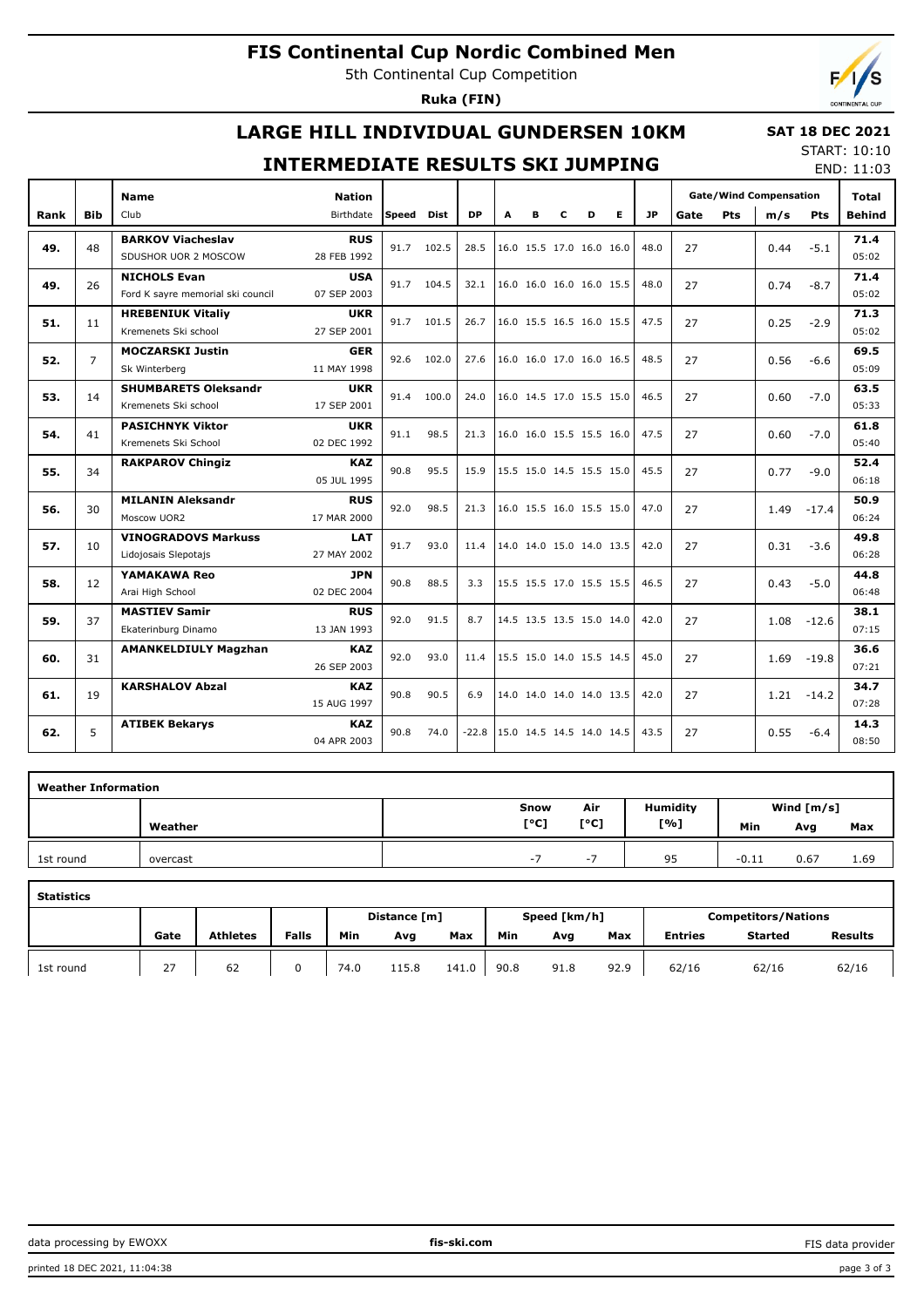# FIS Continental Cup Nordic Combined Men

5th Continental Cup Competition

**Ruka (FIN)**

## LARGE HILL INDIVIDUAL GUNDERSEN 10KM

**SAT 18 DEC 2021**

START: 10:10

END: 11:03

## INTERMEDIATE RESULTS SKI JUMPING

| Rank | Bib | Name / Club | Nation / Birthdate | Speed | Dist | DP | A | B | C | D | E | JP | Gate | Pts | m/s | Pts | Total / Behind |
|---|---|---|---|---|---|---|---|---|---|---|---|---|---|---|---|---|---|
| 49. | 48 | **BARKOV Viacheslav** SDUSHOR UOR 2 MOSCOW | **RUS** 28 FEB 1992 | 91.7 | 102.5 | 28.5 | 16.0 | 15.5 | 17.0 | 16.0 | 16.0 | 48.0 | 27 | | 0.44 | -5.1 | **71.4** 05:02 |
| 49. | 26 | **NICHOLS Evan** Ford K sayre memorial ski council | **USA** 07 SEP 2003 | 91.7 | 104.5 | 32.1 | 16.0 | 16.0 | 16.0 | 16.0 | 15.5 | 48.0 | 27 | | 0.74 | -8.7 | **71.4** 05:02 |
| 51. | 11 | **HREBENIUK Vitaliy** Kremenets Ski school | **UKR** 27 SEP 2001 | 91.7 | 101.5 | 26.7 | 16.0 | 15.5 | 16.5 | 16.0 | 15.5 | 47.5 | 27 | | 0.25 | -2.9 | **71.3** 05:02 |
| 52. | 7 | **MOCZARSKI Justin** Sk Winterberg | **GER** 11 MAY 1998 | 92.6 | 102.0 | 27.6 | 16.0 | 16.0 | 17.0 | 16.0 | 16.5 | 48.5 | 27 | | 0.56 | -6.6 | **69.5** 05:09 |
| 53. | 14 | **SHUMBARETS Oleksandr** Kremenets Ski school | **UKR** 17 SEP 2001 | 91.4 | 100.0 | 24.0 | 16.0 | 14.5 | 17.0 | 15.5 | 15.0 | 46.5 | 27 | | 0.60 | -7.0 | **63.5** 05:33 |
| 54. | 41 | **PASICHNYK Viktor** Kremenets Ski School | **UKR** 02 DEC 1992 | 91.1 | 98.5 | 21.3 | 16.0 | 16.0 | 15.5 | 15.5 | 16.0 | 47.5 | 27 | | 0.60 | -7.0 | **61.8** 05:40 |
| 55. | 34 | **RAKPAROV Chingiz** | **KAZ** 05 JUL 1995 | 90.8 | 95.5 | 15.9 | 15.5 | 15.0 | 14.5 | 15.5 | 15.0 | 45.5 | 27 | | 0.77 | -9.0 | **52.4** 06:18 |
| 56. | 30 | **MILANIN Aleksandr** Moscow UOR2 | **RUS** 17 MAR 2000 | 92.0 | 98.5 | 21.3 | 16.0 | 15.5 | 16.0 | 15.5 | 15.0 | 47.0 | 27 | | 1.49 | -17.4 | **50.9** 06:24 |
| 57. | 10 | **VINOGRADOVS Markuss** Lidojosais Slepotajs | **LAT** 27 MAY 2002 | 91.7 | 93.0 | 11.4 | 14.0 | 14.0 | 15.0 | 14.0 | 13.5 | 42.0 | 27 | | 0.31 | -3.6 | **49.8** 06:28 |
| 58. | 12 | **YAMAKAWA Reo** Arai High School | **JPN** 02 DEC 2004 | 90.8 | 88.5 | 3.3 | 15.5 | 15.5 | 17.0 | 15.5 | 15.5 | 46.5 | 27 | | 0.43 | -5.0 | **44.8** 06:48 |
| 59. | 37 | **MASTIEV Samir** Ekaterinburg Dinamo | **RUS** 13 JAN 1993 | 92.0 | 91.5 | 8.7 | 14.5 | 13.5 | 13.5 | 15.0 | 14.0 | 42.0 | 27 | | 1.08 | -12.6 | **38.1** 07:15 |
| 60. | 31 | **AMANKELDIULY Magzhan** | **KAZ** 26 SEP 2003 | 92.0 | 93.0 | 11.4 | 15.5 | 15.0 | 14.0 | 15.5 | 14.5 | 45.0 | 27 | | 1.69 | -19.8 | **36.6** 07:21 |
| 61. | 19 | **KARSHALOV Abzal** | **KAZ** 15 AUG 1997 | 90.8 | 90.5 | 6.9 | 14.0 | 14.0 | 14.0 | 14.0 | 13.5 | 42.0 | 27 | | 1.21 | -14.2 | **34.7** 07:28 |
| 62. | 5 | **ATIBEK Bekarys** | **KAZ** 04 APR 2003 | 90.8 | 74.0 | -22.8 | 15.0 | 14.5 | 14.5 | 14.0 | 14.5 | 43.5 | 27 | | 0.55 | -6.4 | **14.3** 08:50 |

**Weather Information**

| | Weather | Snow [°C] | Air [°C] | Humidity [%] | Wind [m/s] Min | Avg | Max |
|---|---|---|---|---|---|---|---|
| 1st round | overcast | -7 | -7 | 95 | -0.11 | 0.67 | 1.69 |

**Statistics**

| | Gate | Athletes | Falls | Distance [m] Min | Avg | Max | Speed [km/h] Min | Avg | Max | Competitors/Nations Entries | Started | Results |
|---|---|---|---|---|---|---|---|---|---|---|---|---|
| 1st round | 27 | 62 | 0 | 74.0 | 115.8 | 141.0 | 90.8 | 91.8 | 92.9 | 62/16 | 62/16 | 62/16 |

data processing by EWOXX — fis-ski.com — FIS data provider

printed 18 DEC 2021, 11:04:38